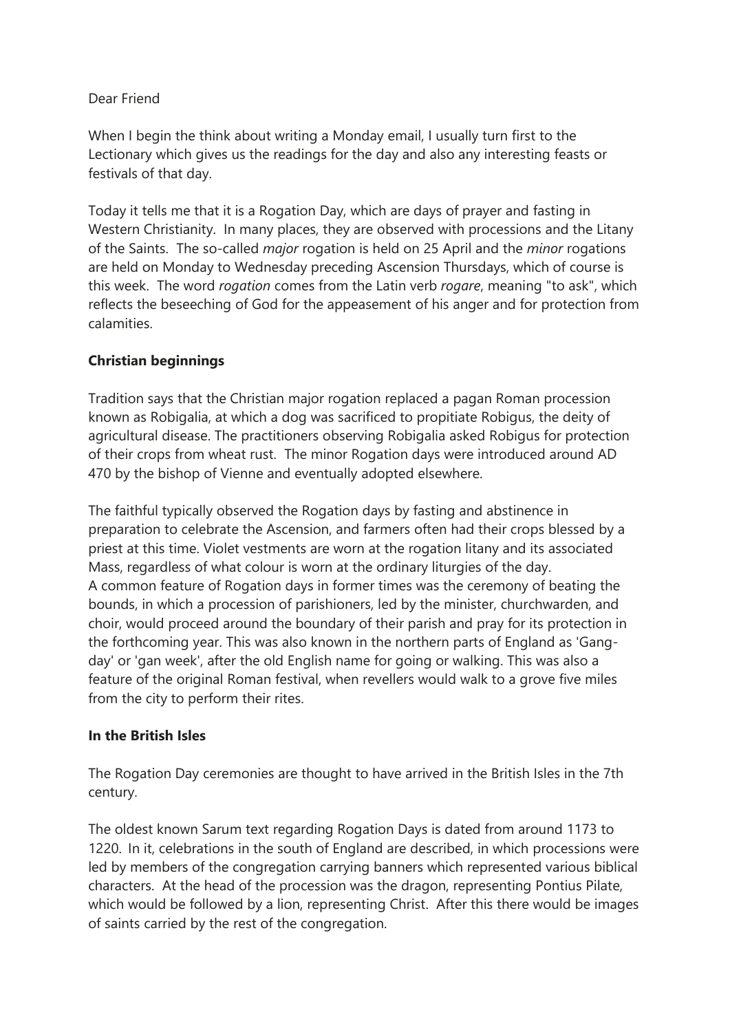Dear Friend

When I begin the think about writing a Monday email, I usually turn first to the Lectionary which gives us the readings for the day and also any interesting feasts or festivals of that day.

Today it tells me that it is a Rogation Day, which are days of prayer and fasting in Western Christianity. In many places, they are observed with processions and the Litany of the Saints. The so-called *major* rogation is held on 25 April and the *minor* rogations are held on Monday to Wednesday preceding Ascension Thursdays, which of course is this week. The word *rogation* comes from the Latin verb *rogare*, meaning "to ask", which reflects the beseeching of God for the appeasement of his anger and for protection from calamities.

**Christian beginnings**

Tradition says that the Christian major rogation replaced a pagan Roman procession known as Robigalia, at which a dog was sacrificed to propitiate Robigus, the deity of agricultural disease. The practitioners observing Robigalia asked Robigus for protection of their crops from wheat rust. The minor Rogation days were introduced around AD 470 by the bishop of Vienne and eventually adopted elsewhere.

The faithful typically observed the Rogation days by fasting and abstinence in preparation to celebrate the Ascension, and farmers often had their crops blessed by a priest at this time. Violet vestments are worn at the rogation litany and its associated Mass, regardless of what colour is worn at the ordinary liturgies of the day.
A common feature of Rogation days in former times was the ceremony of beating the bounds, in which a procession of parishioners, led by the minister, churchwarden, and choir, would proceed around the boundary of their parish and pray for its protection in the forthcoming year. This was also known in the northern parts of England as 'Gang-day' or 'gan week', after the old English name for going or walking. This was also a feature of the original Roman festival, when revellers would walk to a grove five miles from the city to perform their rites.

**In the British Isles**

The Rogation Day ceremonies are thought to have arrived in the British Isles in the 7th century.

The oldest known Sarum text regarding Rogation Days is dated from around 1173 to 1220. In it, celebrations in the south of England are described, in which processions were led by members of the congregation carrying banners which represented various biblical characters. At the head of the procession was the dragon, representing Pontius Pilate, which would be followed by a lion, representing Christ. After this there would be images of saints carried by the rest of the congregation.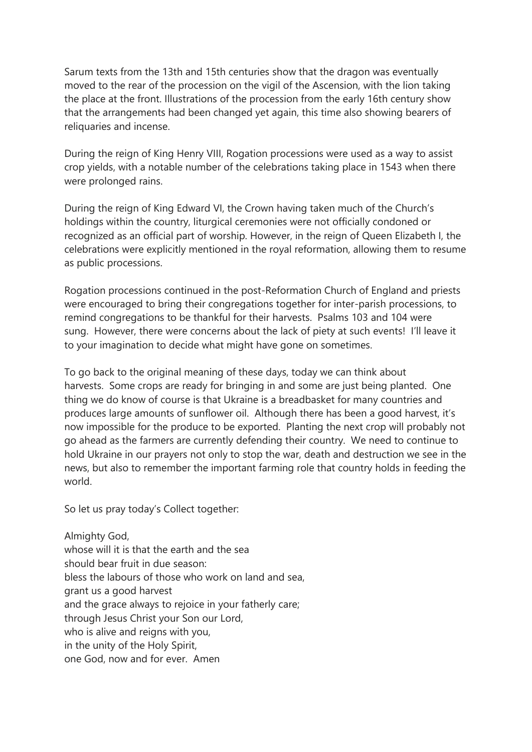Sarum texts from the 13th and 15th centuries show that the dragon was eventually moved to the rear of the procession on the vigil of the Ascension, with the lion taking the place at the front. Illustrations of the procession from the early 16th century show that the arrangements had been changed yet again, this time also showing bearers of reliquaries and incense.

During the reign of King Henry VIII, Rogation processions were used as a way to assist crop yields, with a notable number of the celebrations taking place in 1543 when there were prolonged rains.

During the reign of King Edward VI, the Crown having taken much of the Church's holdings within the country, liturgical ceremonies were not officially condoned or recognized as an official part of worship. However, in the reign of Queen Elizabeth I, the celebrations were explicitly mentioned in the royal reformation, allowing them to resume as public processions.

Rogation processions continued in the post-Reformation Church of England and priests were encouraged to bring their congregations together for inter-parish processions, to remind congregations to be thankful for their harvests. Psalms 103 and 104 were sung. However, there were concerns about the lack of piety at such events! I'll leave it to your imagination to decide what might have gone on sometimes.

To go back to the original meaning of these days, today we can think about harvests. Some crops are ready for bringing in and some are just being planted. One thing we do know of course is that Ukraine is a breadbasket for many countries and produces large amounts of sunflower oil. Although there has been a good harvest, it's now impossible for the produce to be exported. Planting the next crop will probably not go ahead as the farmers are currently defending their country. We need to continue to hold Ukraine in our prayers not only to stop the war, death and destruction we see in the news, but also to remember the important farming role that country holds in feeding the world.

So let us pray today's Collect together:

Almighty God,
whose will it is that the earth and the sea
should bear fruit in due season:
bless the labours of those who work on land and sea,
grant us a good harvest
and the grace always to rejoice in your fatherly care;
through Jesus Christ your Son our Lord,
who is alive and reigns with you,
in the unity of the Holy Spirit,
one God, now and for ever. Amen